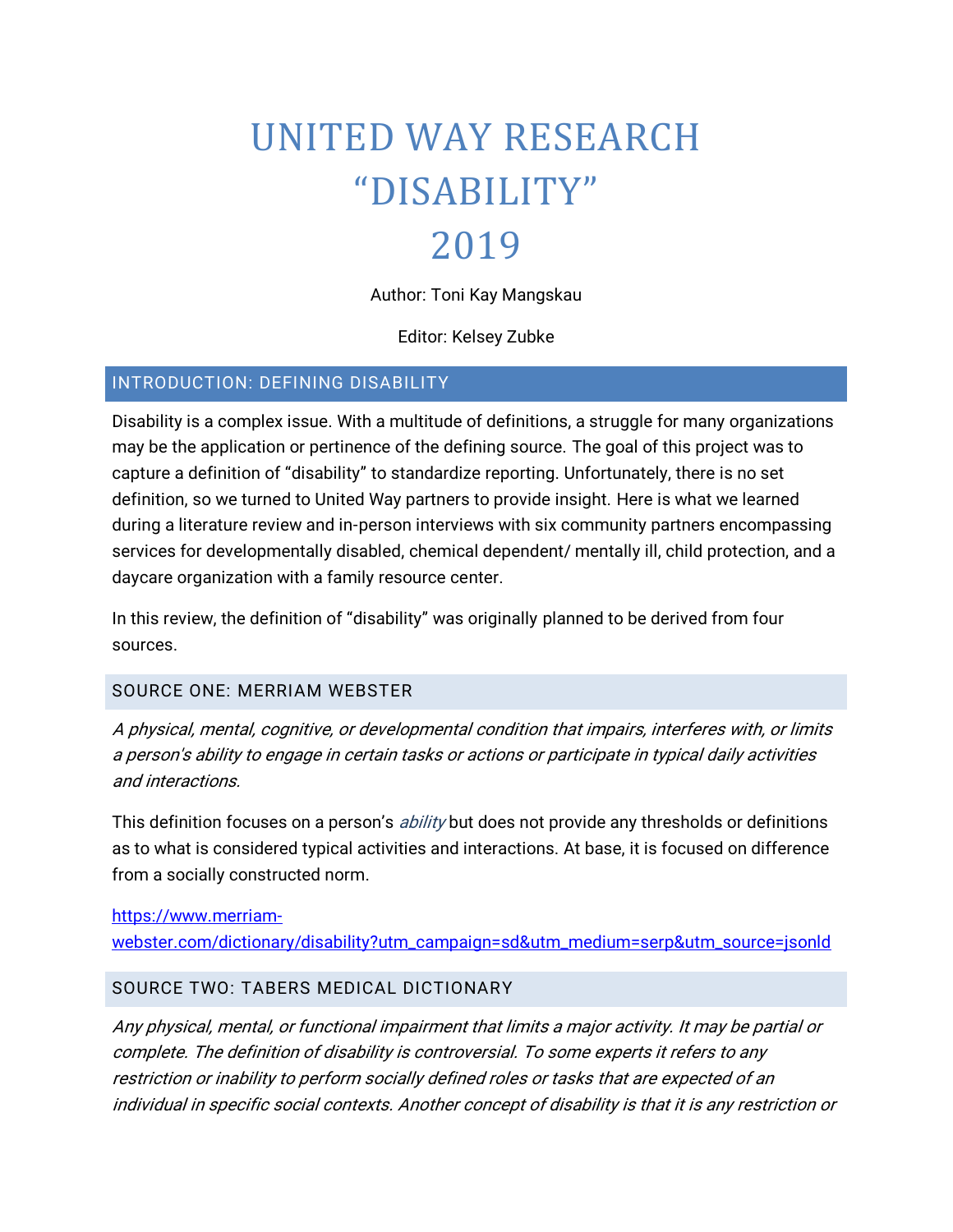# UNITED WAY RESEARCH
# "DISABILITY"
# 2019

Author: Toni Kay Mangskau

Editor: Kelsey Zubke

## INTRODUCTION: DEFINING DISABILITY

Disability is a complex issue. With a multitude of definitions, a struggle for many organizations may be the application or pertinence of the defining source. The goal of this project was to capture a definition of "disability" to standardize reporting. Unfortunately, there is no set definition, so we turned to United Way partners to provide insight. Here is what we learned during a literature review and in-person interviews with six community partners encompassing services for developmentally disabled, chemical dependent/ mentally ill, child protection, and a daycare organization with a family resource center.

In this review, the definition of "disability" was originally planned to be derived from four sources.

### SOURCE ONE: MERRIAM WEBSTER

*A physical, mental, cognitive, or developmental condition that impairs, interferes with, or limits a person's ability to engage in certain tasks or actions or participate in typical daily activities and interactions.*

This definition focuses on a person's *ability* but does not provide any thresholds or definitions as to what is considered typical activities and interactions. At base, it is focused on difference from a socially constructed norm.

https://www.merriam-webster.com/dictionary/disability?utm_campaign=sd&utm_medium=serp&utm_source=jsonld

### SOURCE TWO: TABERS MEDICAL DICTIONARY

*Any physical, mental, or functional impairment that limits a major activity. It may be partial or complete. The definition of disability is controversial. To some experts it refers to any restriction or inability to perform socially defined roles or tasks that are expected of an individual in specific social contexts. Another concept of disability is that it is any restriction or*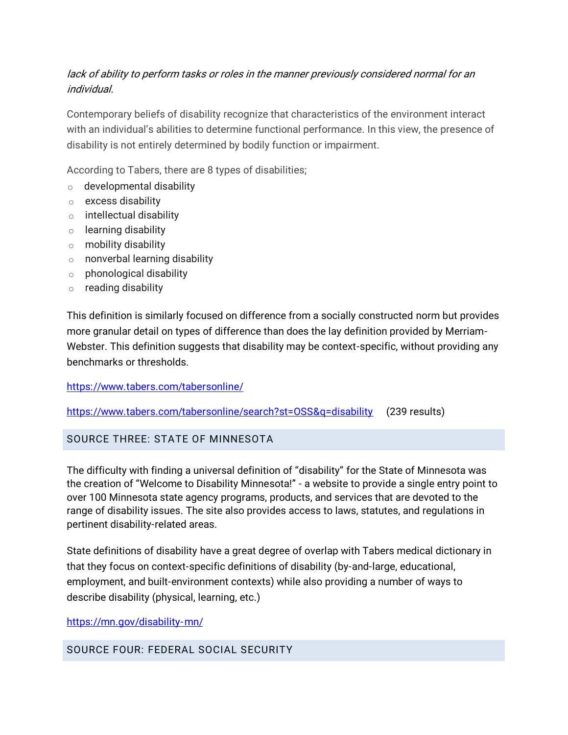*lack of ability to perform tasks or roles in the manner previously considered normal for an individual.*

Contemporary beliefs of disability recognize that characteristics of the environment interact with an individual's abilities to determine functional performance. In this view, the presence of disability is not entirely determined by bodily function or impairment.

According to Tabers, there are 8 types of disabilities;

- developmental disability
- excess disability
- intellectual disability
- learning disability
- mobility disability
- nonverbal learning disability
- phonological disability
- reading disability

This definition is similarly focused on difference from a socially constructed norm but provides more granular detail on types of difference than does the lay definition provided by Merriam-Webster. This definition suggests that disability may be context-specific, without providing any benchmarks or thresholds.

https://www.tabers.com/tabersonline/

https://www.tabers.com/tabersonline/search?st=OSS&q=disability (239 results)

## SOURCE THREE: STATE OF MINNESOTA

The difficulty with finding a universal definition of "disability" for the State of Minnesota was the creation of "Welcome to Disability Minnesota!" - a website to provide a single entry point to over 100 Minnesota state agency programs, products, and services that are devoted to the range of disability issues. The site also provides access to laws, statutes, and regulations in pertinent disability-related areas.

State definitions of disability have a great degree of overlap with Tabers medical dictionary in that they focus on context-specific definitions of disability (by-and-large, educational, employment, and built-environment contexts) while also providing a number of ways to describe disability (physical, learning, etc.)

https://mn.gov/disability-mn/

## SOURCE FOUR: FEDERAL SOCIAL SECURITY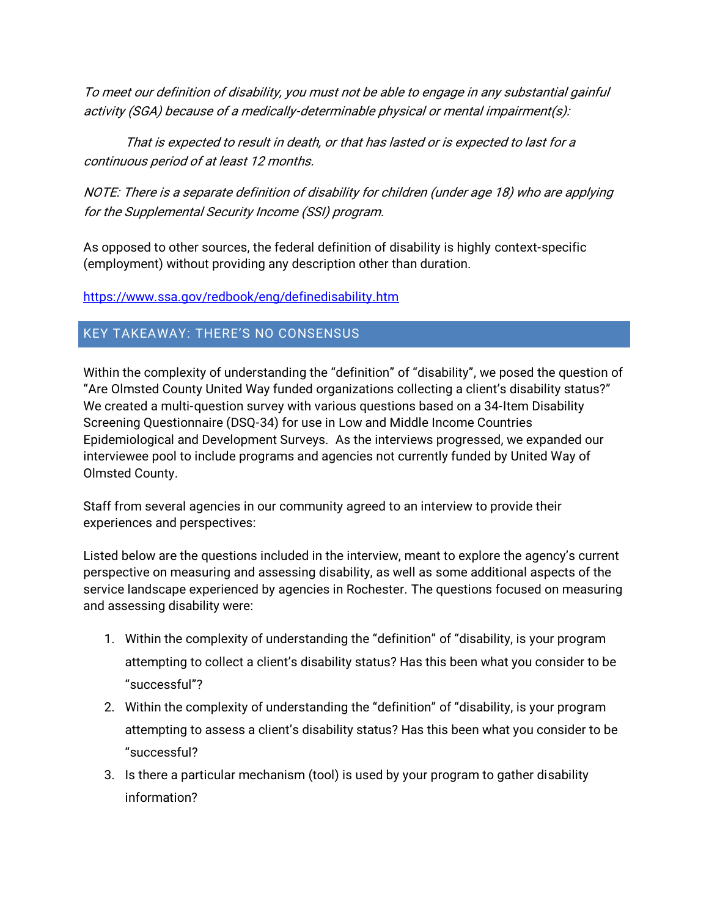*To meet our definition of disability, you must not be able to engage in any substantial gainful activity (SGA) because of a medically-determinable physical or mental impairment(s):*

*That is expected to result in death, or that has lasted or is expected to last for a continuous period of at least 12 months.*

*NOTE: There is a separate definition of disability for children (under age 18) who are applying for the Supplemental Security Income (SSI) program.*

As opposed to other sources, the federal definition of disability is highly context-specific (employment) without providing any description other than duration.

https://www.ssa.gov/redbook/eng/definedisability.htm

## KEY TAKEAWAY: THERE'S NO CONSENSUS

Within the complexity of understanding the "definition" of "disability", we posed the question of "Are Olmsted County United Way funded organizations collecting a client's disability status?" We created a multi-question survey with various questions based on a 34-Item Disability Screening Questionnaire (DSQ-34) for use in Low and Middle Income Countries Epidemiological and Development Surveys. As the interviews progressed, we expanded our interviewee pool to include programs and agencies not currently funded by United Way of Olmsted County.

Staff from several agencies in our community agreed to an interview to provide their experiences and perspectives:

Listed below are the questions included in the interview, meant to explore the agency's current perspective on measuring and assessing disability, as well as some additional aspects of the service landscape experienced by agencies in Rochester. The questions focused on measuring and assessing disability were:

1. Within the complexity of understanding the "definition" of "disability, is your program attempting to collect a client's disability status? Has this been what you consider to be "successful"?
2. Within the complexity of understanding the "definition" of "disability, is your program attempting to assess a client's disability status? Has this been what you consider to be "successful?
3. Is there a particular mechanism (tool) is used by your program to gather disability information?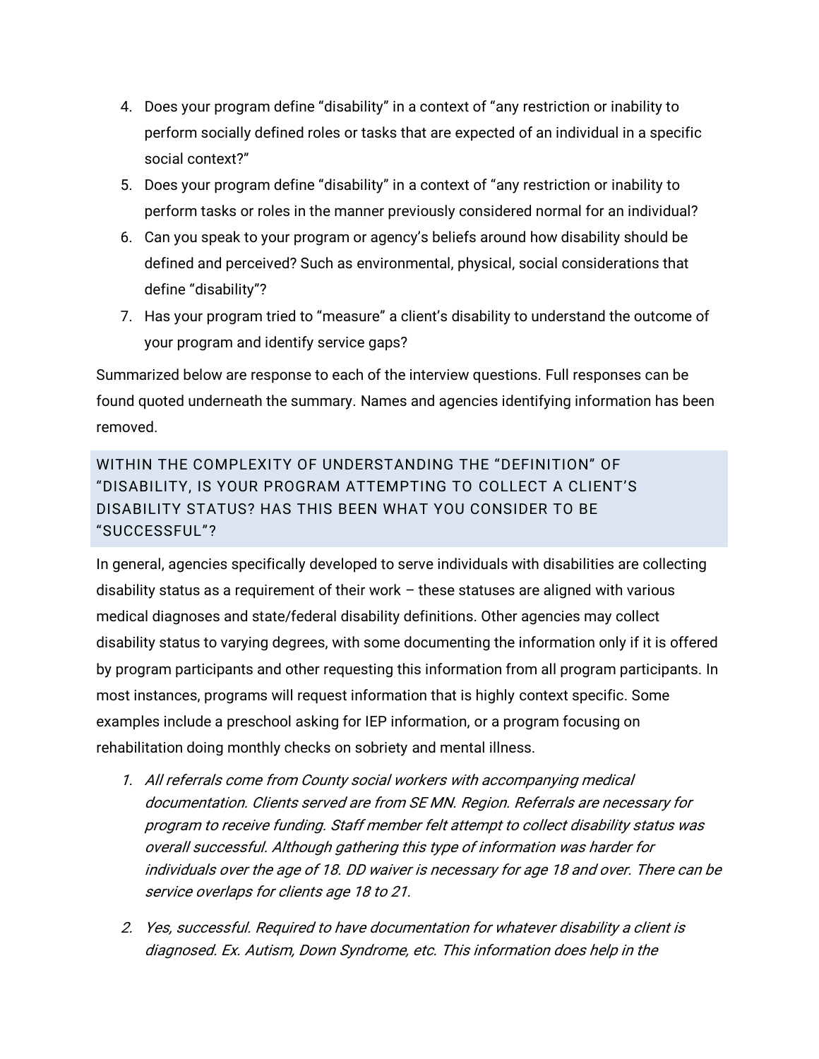4. Does your program define "disability" in a context of "any restriction or inability to perform socially defined roles or tasks that are expected of an individual in a specific social context?"
5. Does your program define "disability" in a context of "any restriction or inability to perform tasks or roles in the manner previously considered normal for an individual?
6. Can you speak to your program or agency's beliefs around how disability should be defined and perceived? Such as environmental, physical, social considerations that define "disability"?
7. Has your program tried to "measure" a client's disability to understand the outcome of your program and identify service gaps?

Summarized below are response to each of the interview questions. Full responses can be found quoted underneath the summary. Names and agencies identifying information has been removed.

## WITHIN THE COMPLEXITY OF UNDERSTANDING THE "DEFINITION" OF "DISABILITY, IS YOUR PROGRAM ATTEMPTING TO COLLECT A CLIENT'S DISABILITY STATUS? HAS THIS BEEN WHAT YOU CONSIDER TO BE "SUCCESSFUL"?

In general, agencies specifically developed to serve individuals with disabilities are collecting disability status as a requirement of their work – these statuses are aligned with various medical diagnoses and state/federal disability definitions. Other agencies may collect disability status to varying degrees, with some documenting the information only if it is offered by program participants and other requesting this information from all program participants. In most instances, programs will request information that is highly context specific. Some examples include a preschool asking for IEP information, or a program focusing on rehabilitation doing monthly checks on sobriety and mental illness.

1. *All referrals come from County social workers with accompanying medical documentation. Clients served are from SE MN. Region. Referrals are necessary for program to receive funding. Staff member felt attempt to collect disability status was overall successful. Although gathering this type of information was harder for individuals over the age of 18. DD waiver is necessary for age 18 and over. There can be service overlaps for clients age 18 to 21.*
2. *Yes, successful. Required to have documentation for whatever disability a client is diagnosed. Ex. Autism, Down Syndrome, etc. This information does help in the*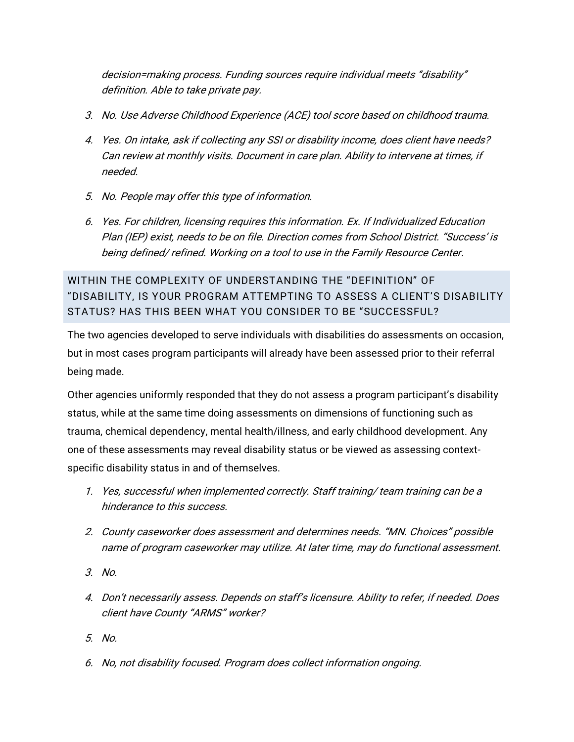*decision=making process. Funding sources require individual meets "disability" definition. Able to take private pay.*

3. *No. Use Adverse Childhood Experience (ACE) tool score based on childhood trauma.*
4. *Yes. On intake, ask if collecting any SSI or disability income, does client have needs? Can review at monthly visits. Document in care plan. Ability to intervene at times, if needed.*
5. *No. People may offer this type of information.*
6. *Yes. For children, licensing requires this information. Ex. If Individualized Education Plan (IEP) exist, needs to be on file. Direction comes from School District. "Success' is being defined/ refined. Working on a tool to use in the Family Resource Center.*

## WITHIN THE COMPLEXITY OF UNDERSTANDING THE "DEFINITION" OF "DISABILITY, IS YOUR PROGRAM ATTEMPTING TO ASSESS A CLIENT'S DISABILITY STATUS? HAS THIS BEEN WHAT YOU CONSIDER TO BE "SUCCESSFUL?

The two agencies developed to serve individuals with disabilities do assessments on occasion, but in most cases program participants will already have been assessed prior to their referral being made.

Other agencies uniformly responded that they do not assess a program participant's disability status, while at the same time doing assessments on dimensions of functioning such as trauma, chemical dependency, mental health/illness, and early childhood development. Any one of these assessments may reveal disability status or be viewed as assessing context-specific disability status in and of themselves.

1. *Yes, successful when implemented correctly. Staff training/ team training can be a hinderance to this success.*
2. *County caseworker does assessment and determines needs. "MN. Choices" possible name of program caseworker may utilize. At later time, may do functional assessment.*
3. *No.*
4. *Don't necessarily assess. Depends on staff's licensure. Ability to refer, if needed. Does client have County "ARMS" worker?*
5. *No.*
6. *No, not disability focused. Program does collect information ongoing.*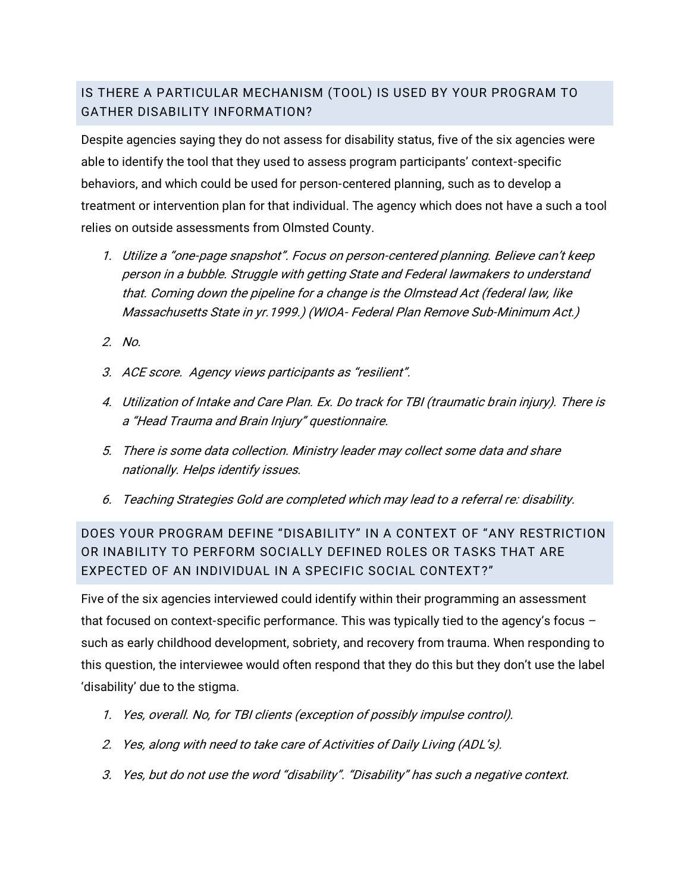## IS THERE A PARTICULAR MECHANISM (TOOL) IS USED BY YOUR PROGRAM TO GATHER DISABILITY INFORMATION?

Despite agencies saying they do not assess for disability status, five of the six agencies were able to identify the tool that they used to assess program participants' context-specific behaviors, and which could be used for person-centered planning, such as to develop a treatment or intervention plan for that individual. The agency which does not have a such a tool relies on outside assessments from Olmsted County.

1. *Utilize a "one-page snapshot". Focus on person-centered planning. Believe can't keep person in a bubble. Struggle with getting State and Federal lawmakers to understand that. Coming down the pipeline for a change is the Olmstead Act (federal law, like Massachusetts State in yr.1999.) (WIOA- Federal Plan Remove Sub-Minimum Act.)*
2. *No.*
3. *ACE score. Agency views participants as "resilient".*
4. *Utilization of Intake and Care Plan. Ex. Do track for TBI (traumatic brain injury). There is a "Head Trauma and Brain Injury" questionnaire.*
5. *There is some data collection. Ministry leader may collect some data and share nationally. Helps identify issues.*
6. *Teaching Strategies Gold are completed which may lead to a referral re: disability.*

## DOES YOUR PROGRAM DEFINE "DISABILITY" IN A CONTEXT OF "ANY RESTRICTION OR INABILITY TO PERFORM SOCIALLY DEFINED ROLES OR TASKS THAT ARE EXPECTED OF AN INDIVIDUAL IN A SPECIFIC SOCIAL CONTEXT?"

Five of the six agencies interviewed could identify within their programming an assessment that focused on context-specific performance. This was typically tied to the agency's focus – such as early childhood development, sobriety, and recovery from trauma. When responding to this question, the interviewee would often respond that they do this but they don't use the label 'disability' due to the stigma.

1. *Yes, overall. No, for TBI clients (exception of possibly impulse control).*
2. *Yes, along with need to take care of Activities of Daily Living (ADL's).*
3. *Yes, but do not use the word "disability". "Disability" has such a negative context.*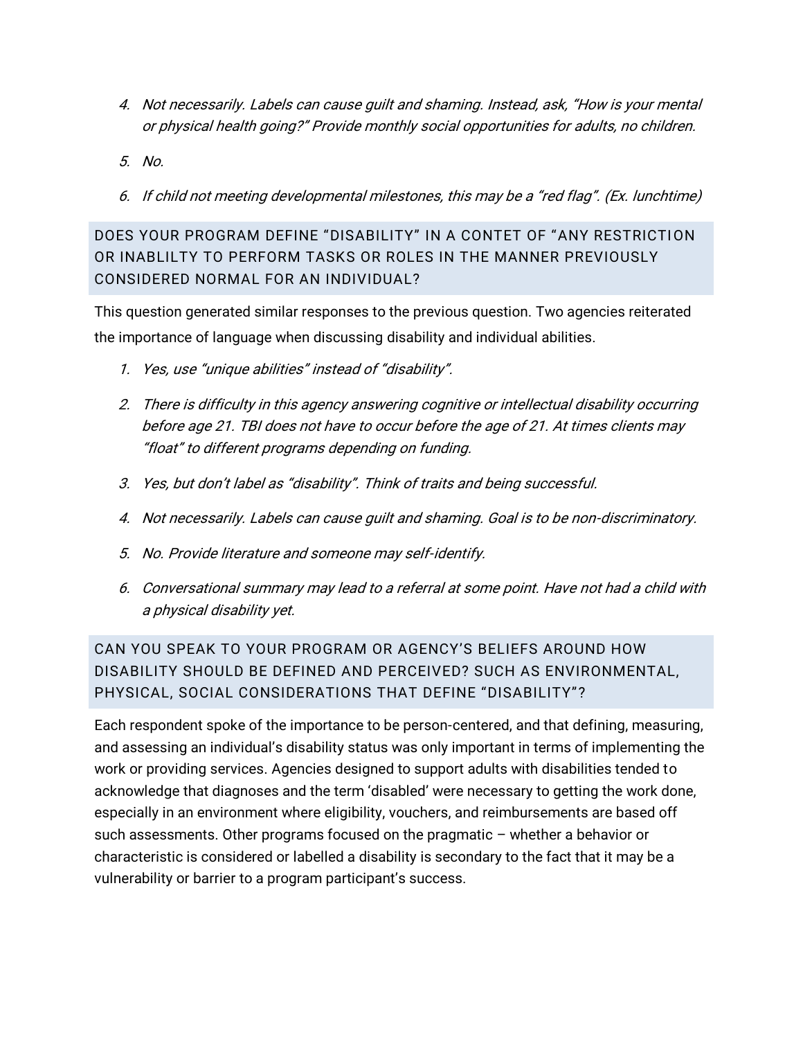4. *Not necessarily. Labels can cause guilt and shaming. Instead, ask, "How is your mental or physical health going?" Provide monthly social opportunities for adults, no children.*
5. *No.*
6. *If child not meeting developmental milestones, this may be a "red flag". (Ex. lunchtime)*

## DOES YOUR PROGRAM DEFINE "DISABILITY" IN A CONTET OF "ANY RESTRICTION OR INABLILTY TO PERFORM TASKS OR ROLES IN THE MANNER PREVIOUSLY CONSIDERED NORMAL FOR AN INDIVIDUAL?

This question generated similar responses to the previous question. Two agencies reiterated the importance of language when discussing disability and individual abilities.

1. *Yes, use "unique abilities" instead of "disability".*
2. *There is difficulty in this agency answering cognitive or intellectual disability occurring before age 21. TBI does not have to occur before the age of 21. At times clients may "float" to different programs depending on funding.*
3. *Yes, but don't label as "disability". Think of traits and being successful.*
4. *Not necessarily. Labels can cause guilt and shaming. Goal is to be non-discriminatory.*
5. *No. Provide literature and someone may self-identify.*
6. *Conversational summary may lead to a referral at some point. Have not had a child with a physical disability yet.*

## CAN YOU SPEAK TO YOUR PROGRAM OR AGENCY'S BELIEFS AROUND HOW DISABILITY SHOULD BE DEFINED AND PERCEIVED? SUCH AS ENVIRONMENTAL, PHYSICAL, SOCIAL CONSIDERATIONS THAT DEFINE "DISABILITY"?

Each respondent spoke of the importance to be person-centered, and that defining, measuring, and assessing an individual's disability status was only important in terms of implementing the work or providing services. Agencies designed to support adults with disabilities tended to acknowledge that diagnoses and the term 'disabled' were necessary to getting the work done, especially in an environment where eligibility, vouchers, and reimbursements are based off such assessments. Other programs focused on the pragmatic – whether a behavior or characteristic is considered or labelled a disability is secondary to the fact that it may be a vulnerability or barrier to a program participant's success.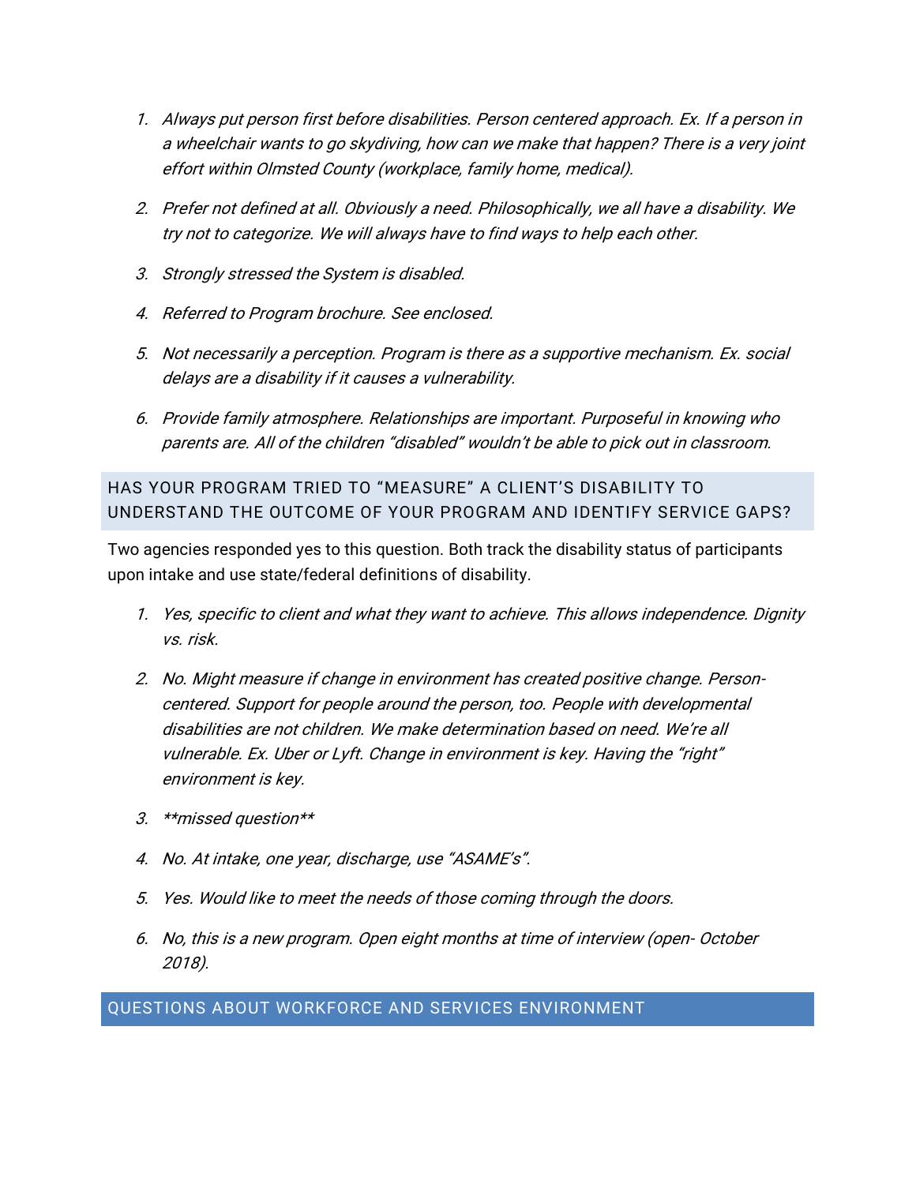1. *Always put person first before disabilities. Person centered approach. Ex. If a person in a wheelchair wants to go skydiving, how can we make that happen? There is a very joint effort within Olmsted County (workplace, family home, medical).*
2. *Prefer not defined at all. Obviously a need. Philosophically, we all have a disability. We try not to categorize. We will always have to find ways to help each other.*
3. *Strongly stressed the System is disabled.*
4. *Referred to Program brochure. See enclosed.*
5. *Not necessarily a perception. Program is there as a supportive mechanism. Ex. social delays are a disability if it causes a vulnerability.*
6. *Provide family atmosphere. Relationships are important. Purposeful in knowing who parents are. All of the children "disabled" wouldn't be able to pick out in classroom.*

### HAS YOUR PROGRAM TRIED TO "MEASURE" A CLIENT'S DISABILITY TO UNDERSTAND THE OUTCOME OF YOUR PROGRAM AND IDENTIFY SERVICE GAPS?

Two agencies responded yes to this question. Both track the disability status of participants upon intake and use state/federal definitions of disability.

1. *Yes, specific to client and what they want to achieve. This allows independence. Dignity vs. risk.*
2. *No. Might measure if change in environment has created positive change. Person-centered. Support for people around the person, too. People with developmental disabilities are not children. We make determination based on need. We're all vulnerable. Ex. Uber or Lyft. Change in environment is key. Having the "right" environment is key.*
3. *\*\*missed question\*\**
4. *No. At intake, one year, discharge, use "ASAME's".*
5. *Yes. Would like to meet the needs of those coming through the doors.*
6. *No, this is a new program. Open eight months at time of interview (open- October 2018).*

## QUESTIONS ABOUT WORKFORCE AND SERVICES ENVIRONMENT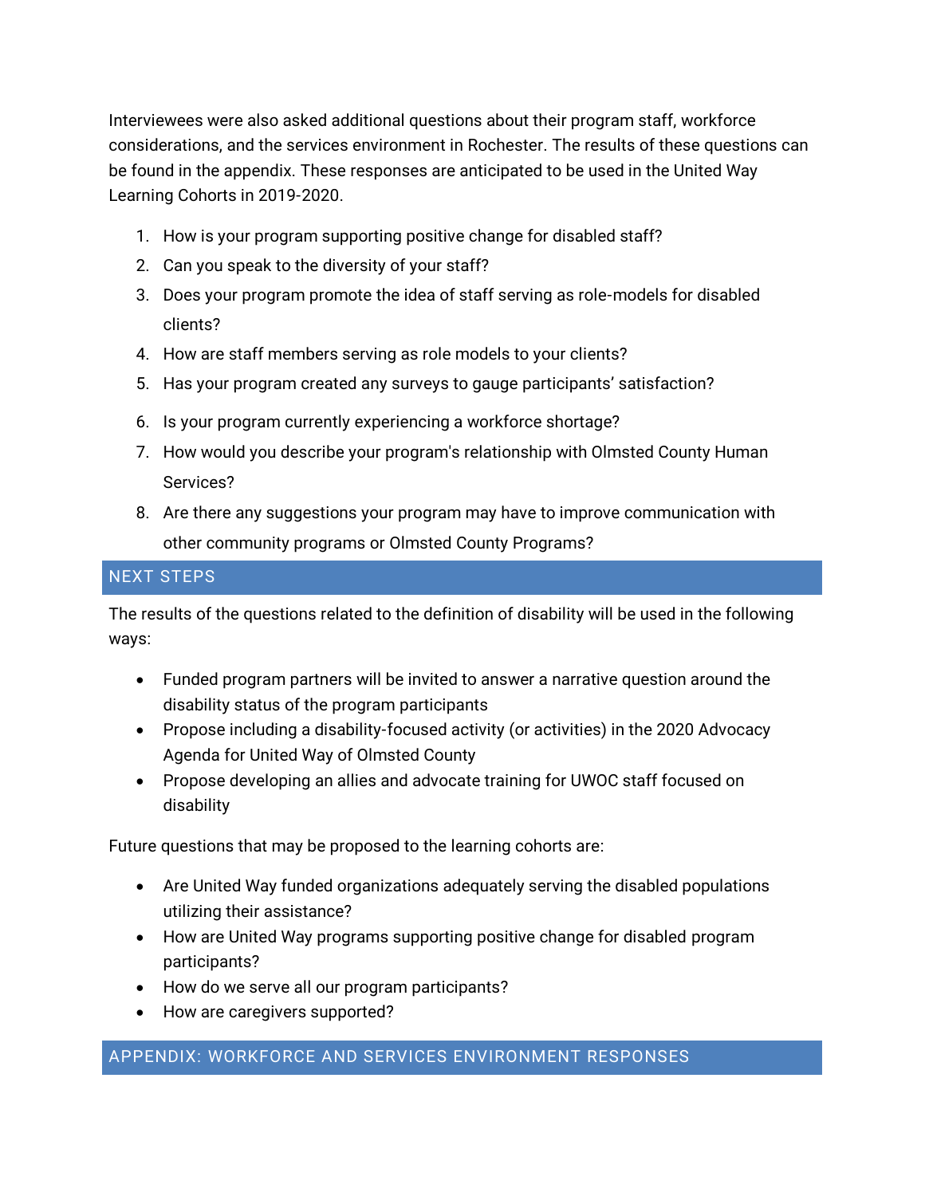Interviewees were also asked additional questions about their program staff, workforce considerations, and the services environment in Rochester. The results of these questions can be found in the appendix. These responses are anticipated to be used in the United Way Learning Cohorts in 2019-2020.

1. How is your program supporting positive change for disabled staff?
2. Can you speak to the diversity of your staff?
3. Does your program promote the idea of staff serving as role-models for disabled clients?
4. How are staff members serving as role models to your clients?
5. Has your program created any surveys to gauge participants' satisfaction?
6. Is your program currently experiencing a workforce shortage?
7. How would you describe your program's relationship with Olmsted County Human Services?
8. Are there any suggestions your program may have to improve communication with other community programs or Olmsted County Programs?

## NEXT STEPS

The results of the questions related to the definition of disability will be used in the following ways:

- Funded program partners will be invited to answer a narrative question around the disability status of the program participants
- Propose including a disability-focused activity (or activities) in the 2020 Advocacy Agenda for United Way of Olmsted County
- Propose developing an allies and advocate training for UWOC staff focused on disability

Future questions that may be proposed to the learning cohorts are:

- Are United Way funded organizations adequately serving the disabled populations utilizing their assistance?
- How are United Way programs supporting positive change for disabled program participants?
- How do we serve all our program participants?
- How are caregivers supported?

## APPENDIX: WORKFORCE AND SERVICES ENVIRONMENT RESPONSES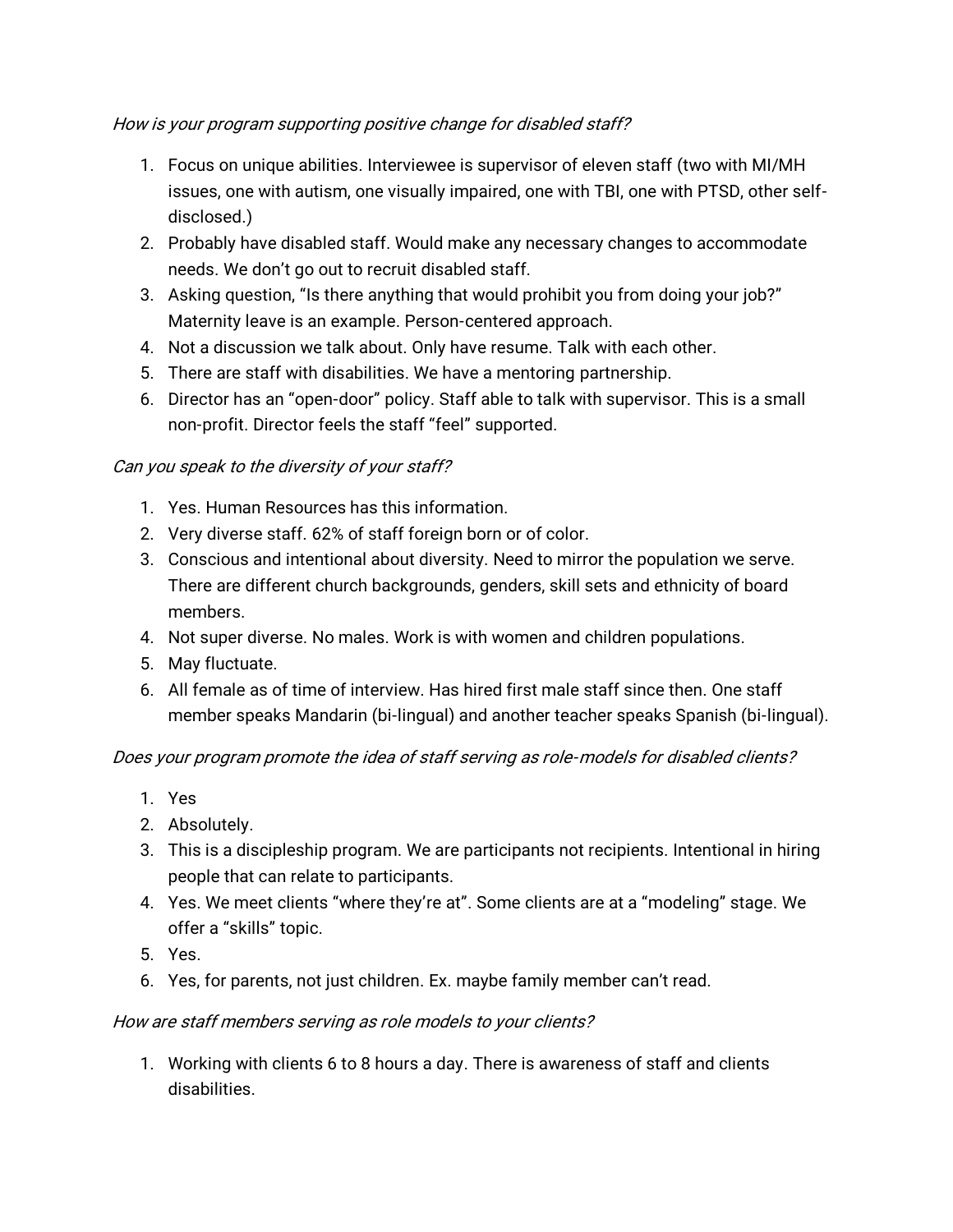*How is your program supporting positive change for disabled staff?*

1. Focus on unique abilities. Interviewee is supervisor of eleven staff (two with MI/MH issues, one with autism, one visually impaired, one with TBI, one with PTSD, other self-disclosed.)
2. Probably have disabled staff. Would make any necessary changes to accommodate needs. We don't go out to recruit disabled staff.
3. Asking question, "Is there anything that would prohibit you from doing your job?" Maternity leave is an example. Person-centered approach.
4. Not a discussion we talk about. Only have resume. Talk with each other.
5. There are staff with disabilities. We have a mentoring partnership.
6. Director has an "open-door" policy. Staff able to talk with supervisor. This is a small non-profit. Director feels the staff "feel" supported.

*Can you speak to the diversity of your staff?*

1. Yes. Human Resources has this information.
2. Very diverse staff. 62% of staff foreign born or of color.
3. Conscious and intentional about diversity. Need to mirror the population we serve. There are different church backgrounds, genders, skill sets and ethnicity of board members.
4. Not super diverse. No males. Work is with women and children populations.
5. May fluctuate.
6. All female as of time of interview. Has hired first male staff since then. One staff member speaks Mandarin (bi-lingual) and another teacher speaks Spanish (bi-lingual).

*Does your program promote the idea of staff serving as role-models for disabled clients?*

1. Yes
2. Absolutely.
3. This is a discipleship program. We are participants not recipients. Intentional in hiring people that can relate to participants.
4. Yes. We meet clients "where they're at". Some clients are at a "modeling" stage. We offer a "skills" topic.
5. Yes.
6. Yes, for parents, not just children. Ex. maybe family member can't read.

*How are staff members serving as role models to your clients?*

1. Working with clients 6 to 8 hours a day. There is awareness of staff and clients disabilities.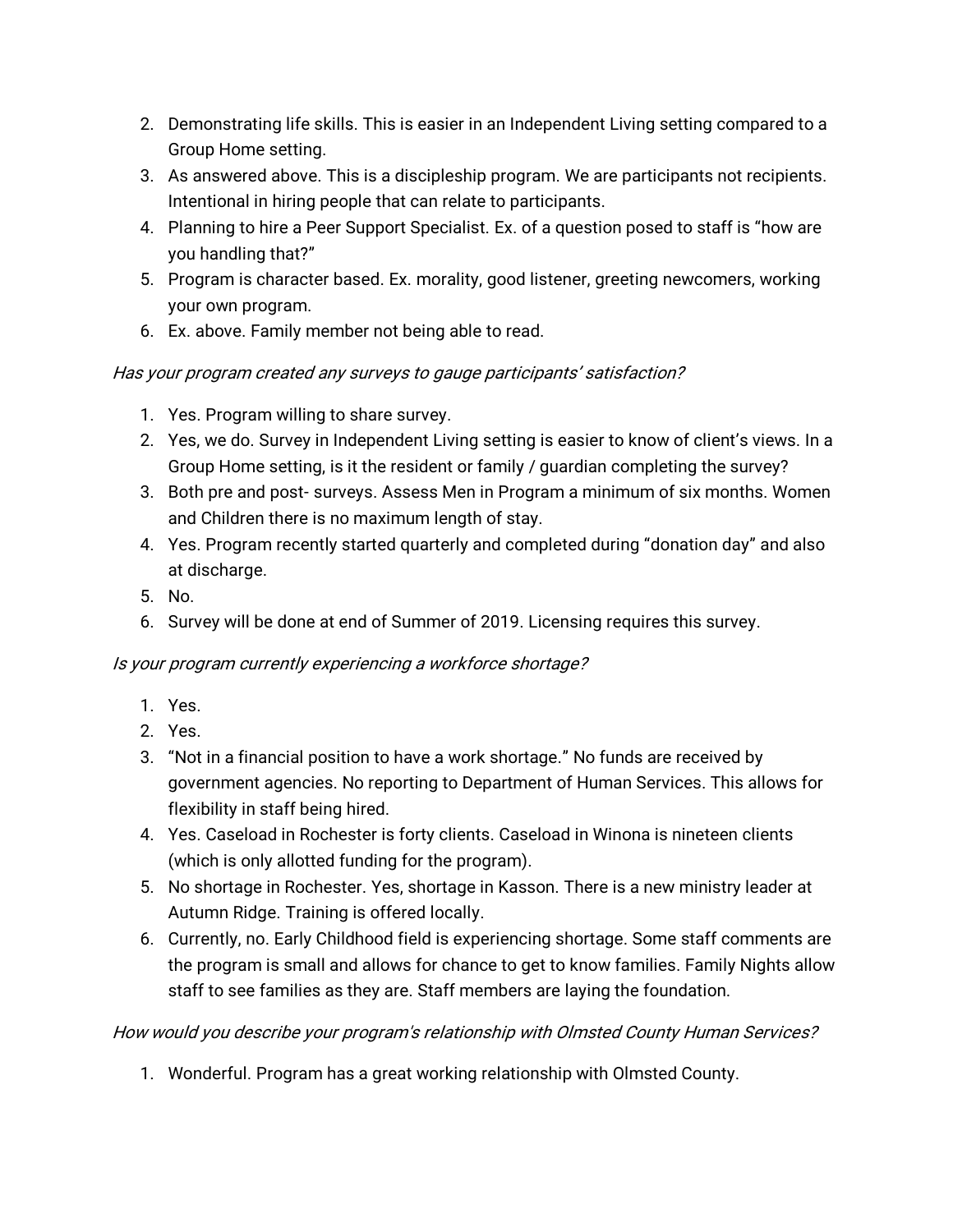2. Demonstrating life skills. This is easier in an Independent Living setting compared to a Group Home setting.
3. As answered above. This is a discipleship program. We are participants not recipients. Intentional in hiring people that can relate to participants.
4. Planning to hire a Peer Support Specialist. Ex. of a question posed to staff is "how are you handling that?"
5. Program is character based. Ex. morality, good listener, greeting newcomers, working your own program.
6. Ex. above. Family member not being able to read.

*Has your program created any surveys to gauge participants' satisfaction?*

1. Yes. Program willing to share survey.
2. Yes, we do. Survey in Independent Living setting is easier to know of client's views. In a Group Home setting, is it the resident or family / guardian completing the survey?
3. Both pre and post- surveys. Assess Men in Program a minimum of six months. Women and Children there is no maximum length of stay.
4. Yes. Program recently started quarterly and completed during "donation day" and also at discharge.
5. No.
6. Survey will be done at end of Summer of 2019. Licensing requires this survey.

*Is your program currently experiencing a workforce shortage?*

1. Yes.
2. Yes.
3. "Not in a financial position to have a work shortage." No funds are received by government agencies. No reporting to Department of Human Services. This allows for flexibility in staff being hired.
4. Yes. Caseload in Rochester is forty clients. Caseload in Winona is nineteen clients (which is only allotted funding for the program).
5. No shortage in Rochester. Yes, shortage in Kasson. There is a new ministry leader at Autumn Ridge. Training is offered locally.
6. Currently, no. Early Childhood field is experiencing shortage. Some staff comments are the program is small and allows for chance to get to know families. Family Nights allow staff to see families as they are. Staff members are laying the foundation.

*How would you describe your program's relationship with Olmsted County Human Services?*

1. Wonderful. Program has a great working relationship with Olmsted County.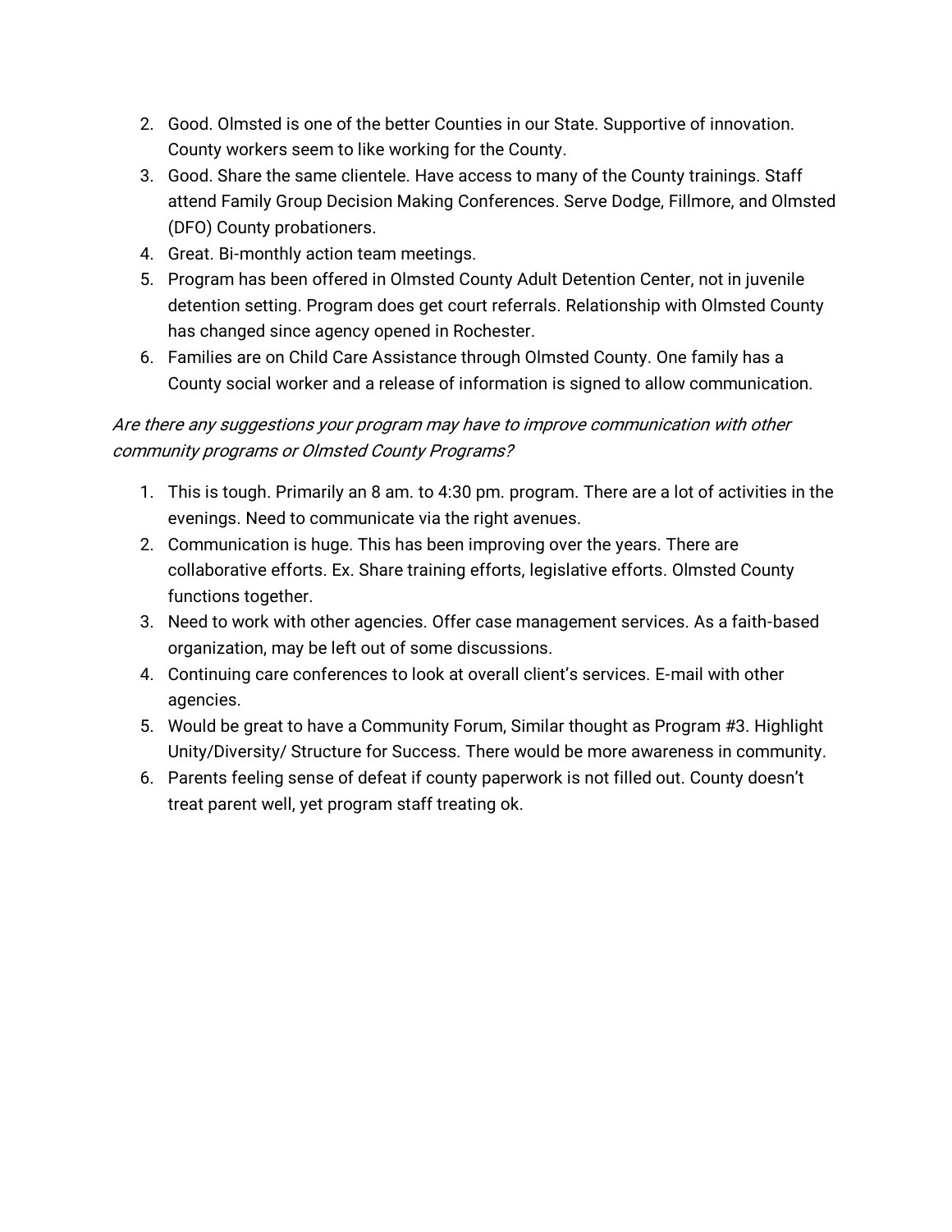2. Good. Olmsted is one of the better Counties in our State. Supportive of innovation. County workers seem to like working for the County.
3. Good. Share the same clientele. Have access to many of the County trainings. Staff attend Family Group Decision Making Conferences. Serve Dodge, Fillmore, and Olmsted (DFO) County probationers.
4. Great. Bi-monthly action team meetings.
5. Program has been offered in Olmsted County Adult Detention Center, not in juvenile detention setting. Program does get court referrals. Relationship with Olmsted County has changed since agency opened in Rochester.
6. Families are on Child Care Assistance through Olmsted County. One family has a County social worker and a release of information is signed to allow communication.

*Are there any suggestions your program may have to improve communication with other community programs or Olmsted County Programs?*

1. This is tough. Primarily an 8 am. to 4:30 pm. program. There are a lot of activities in the evenings. Need to communicate via the right avenues.
2. Communication is huge. This has been improving over the years. There are collaborative efforts. Ex. Share training efforts, legislative efforts. Olmsted County functions together.
3. Need to work with other agencies. Offer case management services. As a faith-based organization, may be left out of some discussions.
4. Continuing care conferences to look at overall client's services. E-mail with other agencies.
5. Would be great to have a Community Forum, Similar thought as Program #3. Highlight Unity/Diversity/ Structure for Success. There would be more awareness in community.
6. Parents feeling sense of defeat if county paperwork is not filled out. County doesn't treat parent well, yet program staff treating ok.